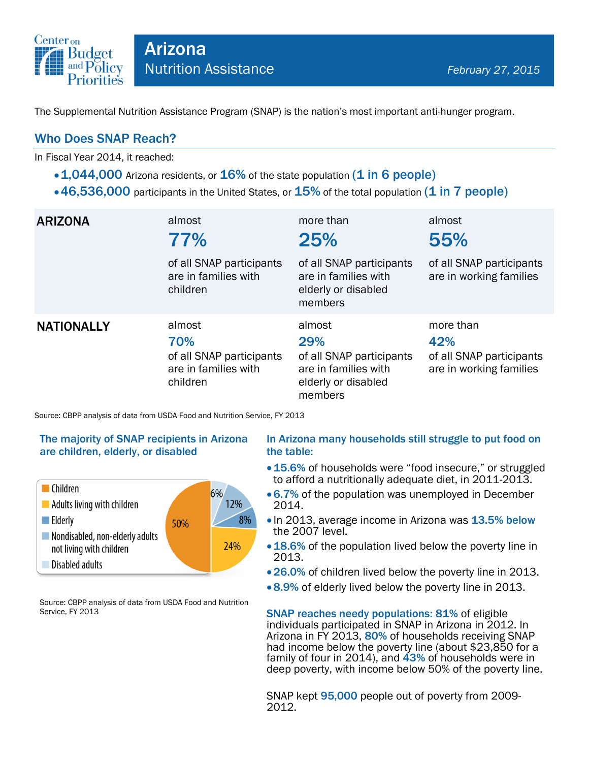# Arizona

## Nutrition Assistance

*February 27, 2015*

The Supplemental Nutrition Assistance Program (SNAP) is the nation's most important anti-hunger program.

## Who Does SNAP Reach?

In Fiscal Year 2014, it reached:

- **1,044,000** Arizona residents, or **16%** of the state population **(1 in 6 people)**
- **46,536,000** participants in the United States, or **15%** of the total population **(1 in 7 people)**

| | | | |
|---|---|---|---|
| **ARIZONA** | almost **77%** of all SNAP participants are in families with children | more than **25%** of all SNAP participants are in families with elderly or disabled members | almost **55%** of all SNAP participants are in working families |
| **NATIONALLY** | almost **70%** of all SNAP participants are in families with children | almost **29%** of all SNAP participants are in families with elderly or disabled members | more than **42%** of all SNAP participants are in working families |

Source: CBPP analysis of data from USDA Food and Nutrition Service, FY 2013

### The majority of SNAP recipients in Arizona are children, elderly, or disabled

| Category | Share |
|---|---|
| Children | 50% |
| Adults living with children | 24% |
| Elderly | 8% |
| Nondisabled, non-elderly adults not living with children | 12% |
| Disabled adults | 6% |

Source: CBPP analysis of data from USDA Food and Nutrition Service, FY 2013

### In Arizona many households still struggle to put food on the table:

- **15.6%** of households were "food insecure," or struggled to afford a nutritionally adequate diet, in 2011-2013.
- **6.7%** of the population was unemployed in December 2014.
- In 2013, average income in Arizona was **13.5% below** the 2007 level.
- **18.6%** of the population lived below the poverty line in 2013.
- **26.0%** of children lived below the poverty line in 2013.
- **8.9%** of elderly lived below the poverty line in 2013.

**SNAP reaches needy populations: 81%** of eligible individuals participated in SNAP in Arizona in 2012. In Arizona in FY 2013, **80%** of households receiving SNAP had income below the poverty line (about $23,850 for a family of four in 2014), and **43%** of households were in deep poverty, with income below 50% of the poverty line.

SNAP kept **95,000** people out of poverty from 2009-2012.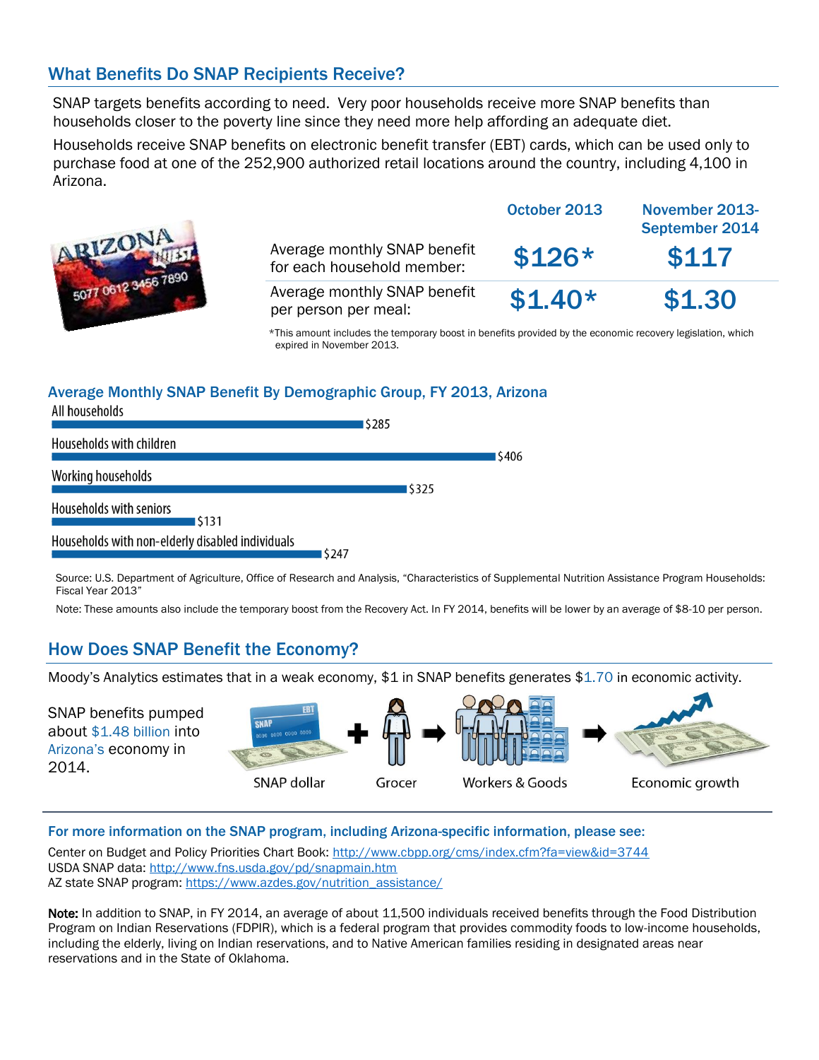## What Benefits Do SNAP Recipients Receive?

SNAP targets benefits according to need. Very poor households receive more SNAP benefits than households closer to the poverty line since they need more help affording an adequate diet.

Households receive SNAP benefits on electronic benefit transfer (EBT) cards, which can be used only to purchase food at one of the 252,900 authorized retail locations around the country, including 4,100 in Arizona.

| | October 2013 | November 2013-September 2014 |
|---|---|---|
| Average monthly SNAP benefit for each household member: | $126* | $117 |
| Average monthly SNAP benefit per person per meal: | $1.40* | $1.30 |

*This amount includes the temporary boost in benefits provided by the economic recovery legislation, which expired in November 2013.

### Average Monthly SNAP Benefit By Demographic Group, FY 2013, Arizona

All households
$285
Households with children
$406
Working households
$325
Households with seniors
$131
Households with non-elderly disabled individuals
$247

Source: U.S. Department of Agriculture, Office of Research and Analysis, "Characteristics of Supplemental Nutrition Assistance Program Households: Fiscal Year 2013"

Note: These amounts also include the temporary boost from the Recovery Act. In FY 2014, benefits will be lower by an average of $8-10 per person.

## How Does SNAP Benefit the Economy?

Moody's Analytics estimates that in a weak economy, $1 in SNAP benefits generates $1.70 in economic activity.

SNAP benefits pumped about $1.48 billion into Arizona's economy in 2014.

SNAP dollar + Grocer → Workers & Goods → Economic growth

### For more information on the SNAP program, including Arizona-specific information, please see:

Center on Budget and Policy Priorities Chart Book: http://www.cbpp.org/cms/index.cfm?fa=view&id=3744
USDA SNAP data: http://www.fns.usda.gov/pd/snapmain.htm
AZ state SNAP program: https://www.azdes.gov/nutrition_assistance/

**Note:** In addition to SNAP, in FY 2014, an average of about 11,500 individuals received benefits through the Food Distribution Program on Indian Reservations (FDPIR), which is a federal program that provides commodity foods to low-income households, including the elderly, living on Indian reservations, and to Native American families residing in designated areas near reservations and in the State of Oklahoma.